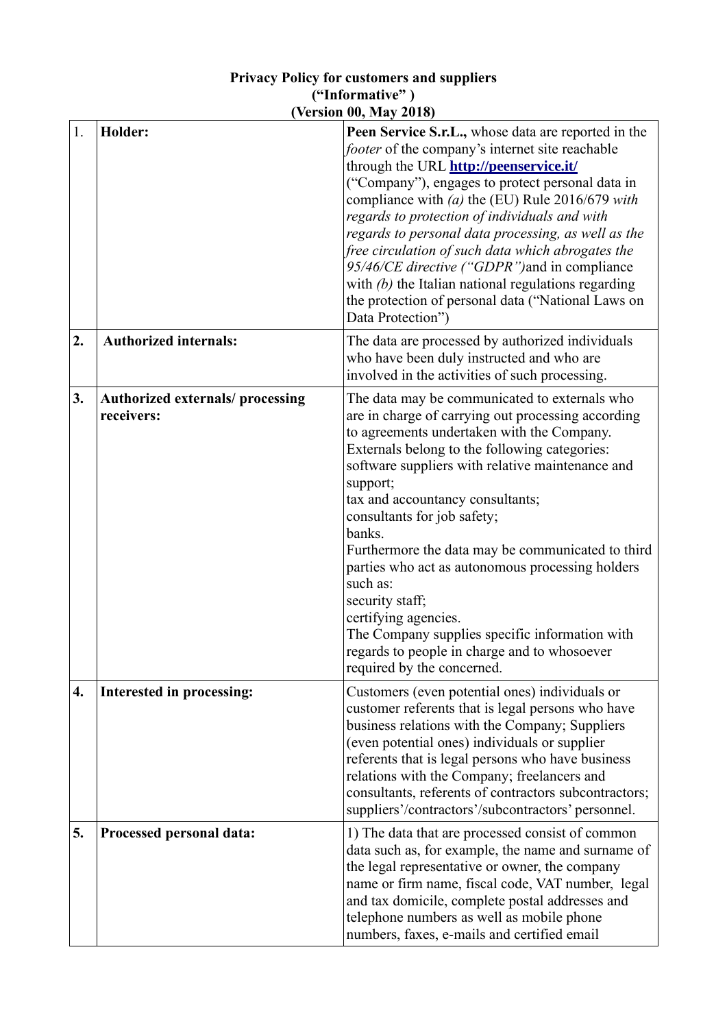**Privacy Policy for customers and suppliers**
**("Informative" )**
**(Version 00, May 2018)**

| 1. | **Holder:** | **Peen Service S.r.L.,** whose data are reported in the *footer* of the company's internet site reachable through the URL **http://peenservice.it/** ("Company"), engages to protect personal data in compliance with *(a)* the (EU) Rule 2016/679 *with regards to protection of individuals and with regards to personal data processing, as well as the free circulation of such data which abrogates the 95/46/CE directive ("GDPR")*and in compliance with *(b)* the Italian national regulations regarding the protection of personal data ("National Laws on Data Protection") |
|---|---|---|
| **2.** | **Authorized internals:** | The data are processed by authorized individuals who have been duly instructed and who are involved in the activities of such processing. |
| **3.** | **Authorized externals/ processing receivers:** | The data may be communicated to externals who are in charge of carrying out processing according to agreements undertaken with the Company. Externals belong to the following categories: software suppliers with relative maintenance and support;<br>tax and accountancy consultants;<br>consultants for job safety;<br>banks.<br>Furthermore the data may be communicated to third parties who act as autonomous processing holders such as:<br>security staff;<br>certifying agencies.<br>The Company supplies specific information with regards to people in charge and to whosoever required by the concerned. |
| **4.** | **Interested in processing:** | Customers (even potential ones) individuals or customer referents that is legal persons who have business relations with the Company; Suppliers (even potential ones) individuals or supplier referents that is legal persons who have business relations with the Company; freelancers and consultants, referents of contractors subcontractors; suppliers'/contractors'/subcontractors' personnel. |
| **5.** | **Processed personal data:** | 1) The data that are processed consist of common data such as, for example, the name and surname of the legal representative or owner, the company name or firm name, fiscal code, VAT number, legal and tax domicile, complete postal addresses and telephone numbers as well as mobile phone numbers, faxes, e-mails and certified email |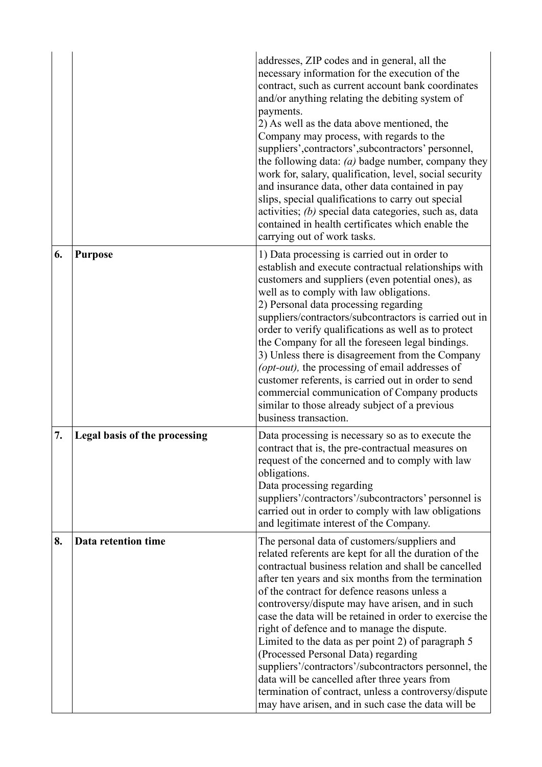| | | |
|---|---|---|
| | | addresses, ZIP codes and in general, all the necessary information for the execution of the contract, such as current account bank coordinates and/or anything relating the debiting system of payments.<br>2) As well as the data above mentioned, the Company may process, with regards to the suppliers',contractors',subcontractors' personnel, the following data: *(a)* badge number, company they work for, salary, qualification, level, social security and insurance data, other data contained in pay slips, special qualifications to carry out special activities; *(b)* special data categories, such as, data contained in health certificates which enable the carrying out of work tasks. |
| **6.** | **Purpose** | 1) Data processing is carried out in order to establish and execute contractual relationships with customers and suppliers (even potential ones), as well as to comply with law obligations.<br>2) Personal data processing regarding suppliers/contractors/subcontractors is carried out in order to verify qualifications as well as to protect the Company for all the foreseen legal bindings.<br>3) Unless there is disagreement from the Company *(opt-out),* the processing of email addresses of customer referents, is carried out in order to send commercial communication of Company products similar to those already subject of a previous business transaction. |
| **7.** | **Legal basis of the processing** | Data processing is necessary so as to execute the contract that is, the pre-contractual measures on request of the concerned and to comply with law obligations.<br>Data processing regarding suppliers'/contractors'/subcontractors' personnel is carried out in order to comply with law obligations and legitimate interest of the Company. |
| **8.** | **Data retention time** | The personal data of customers/suppliers and related referents are kept for all the duration of the contractual business relation and shall be cancelled after ten years and six months from the termination of the contract for defence reasons unless a controversy/dispute may have arisen, and in such case the data will be retained in order to exercise the right of defence and to manage the dispute.<br>Limited to the data as per point 2) of paragraph 5 (Processed Personal Data) regarding suppliers'/contractors'/subcontractors personnel, the data will be cancelled after three years from termination of contract, unless a controversy/dispute may have arisen, and in such case the data will be |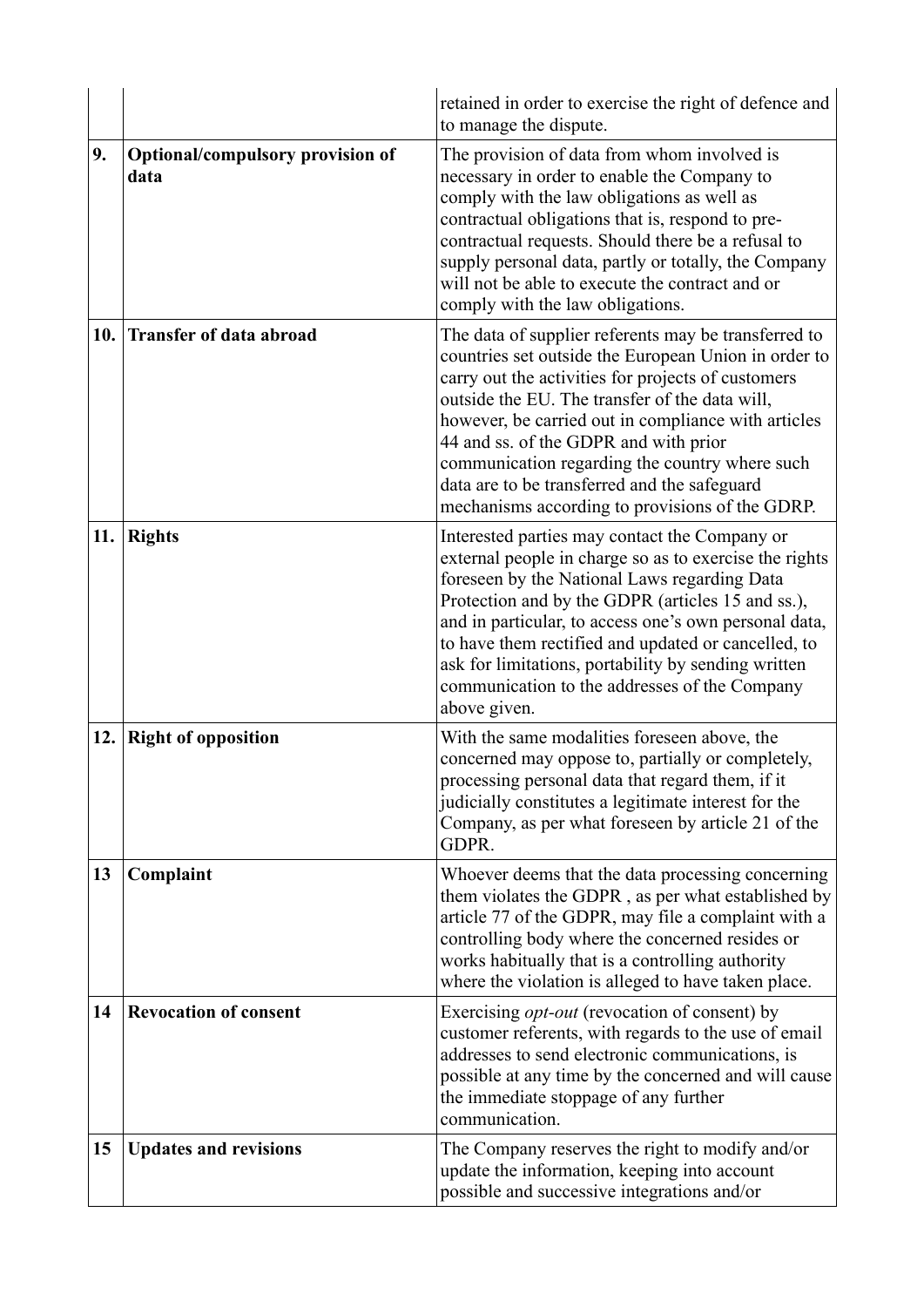| | | |
|---|---|---|
| | | retained in order to exercise the right of defence and to manage the dispute. |
| 9. | **Optional/compulsory provision of data** | The provision of data from whom involved is necessary in order to enable the Company to comply with the law obligations as well as contractual obligations that is, respond to pre-contractual requests. Should there be a refusal to supply personal data, partly or totally, the Company will not be able to execute the contract and or comply with the law obligations. |
| 10. | **Transfer of data abroad** | The data of supplier referents may be transferred to countries set outside the European Union in order to carry out the activities for projects of customers outside the EU. The transfer of the data will, however, be carried out in compliance with articles 44 and ss. of the GDPR and with prior communication regarding the country where such data are to be transferred and the safeguard mechanisms according to provisions of the GDRP. |
| 11. | **Rights** | Interested parties may contact the Company or external people in charge so as to exercise the rights foreseen by the National Laws regarding Data Protection and by the GDPR (articles 15 and ss.), and in particular, to access one's own personal data, to have them rectified and updated or cancelled, to ask for limitations, portability by sending written communication to the addresses of the Company above given. |
| 12. | **Right of opposition** | With the same modalities foreseen above, the concerned may oppose to, partially or completely, processing personal data that regard them, if it judicially constitutes a legitimate interest for the Company, as per what foreseen by article 21 of the GDPR. |
| 13 | **Complaint** | Whoever deems that the data processing concerning them violates the GDPR , as per what established by article 77 of the GDPR, may file a complaint with a controlling body where the concerned resides or works habitually that is a controlling authority where the violation is alleged to have taken place. |
| 14 | **Revocation of consent** | Exercising *opt-out* (revocation of consent) by customer referents, with regards to the use of email addresses to send electronic communications, is possible at any time by the concerned and will cause the immediate stoppage of any further communication. |
| 15 | **Updates and revisions** | The Company reserves the right to modify and/or update the information, keeping into account possible and successive integrations and/or |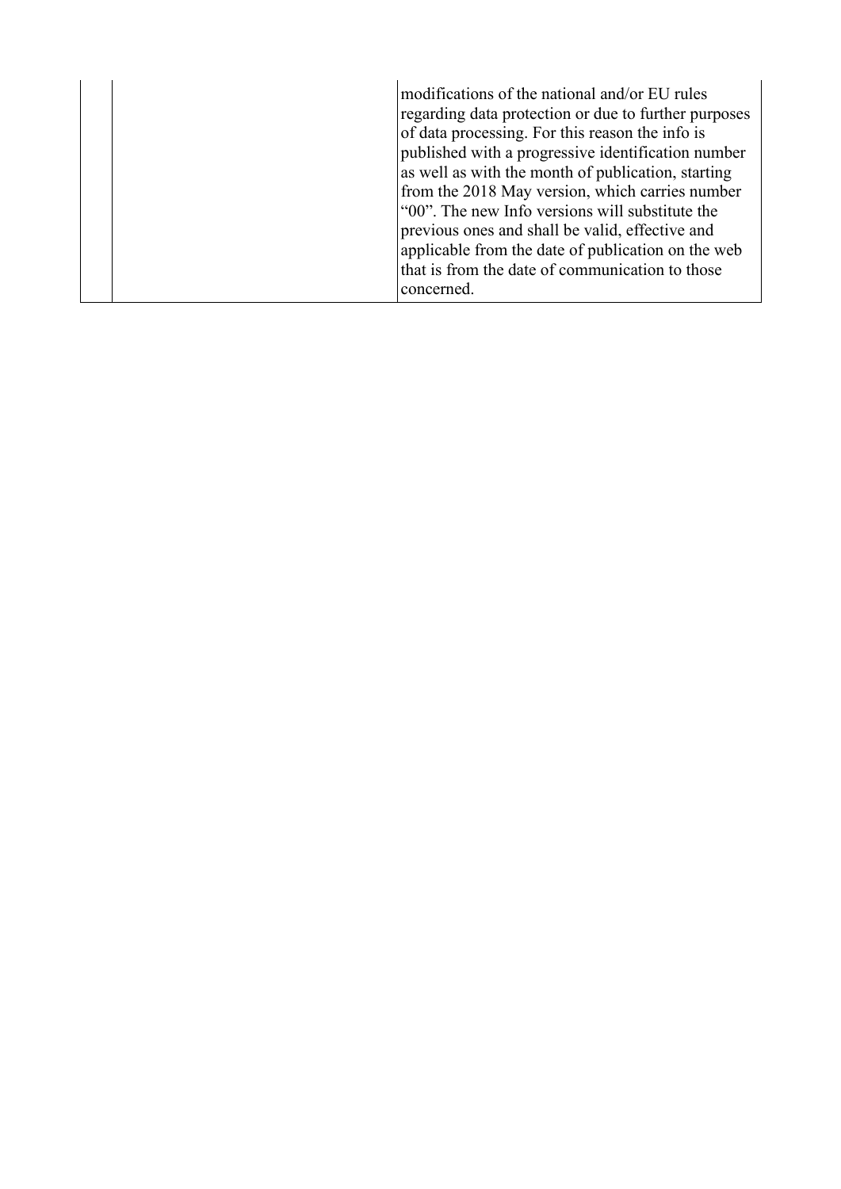| | | |
|---|---|---|
| | | modifications of the national and/or EU rules regarding data protection or due to further purposes of data processing. For this reason the info is published with a progressive identification number as well as with the month of publication, starting from the 2018 May version, which carries number "00". The new Info versions will substitute the previous ones and shall be valid, effective and applicable from the date of publication on the web that is from the date of communication to those concerned. |